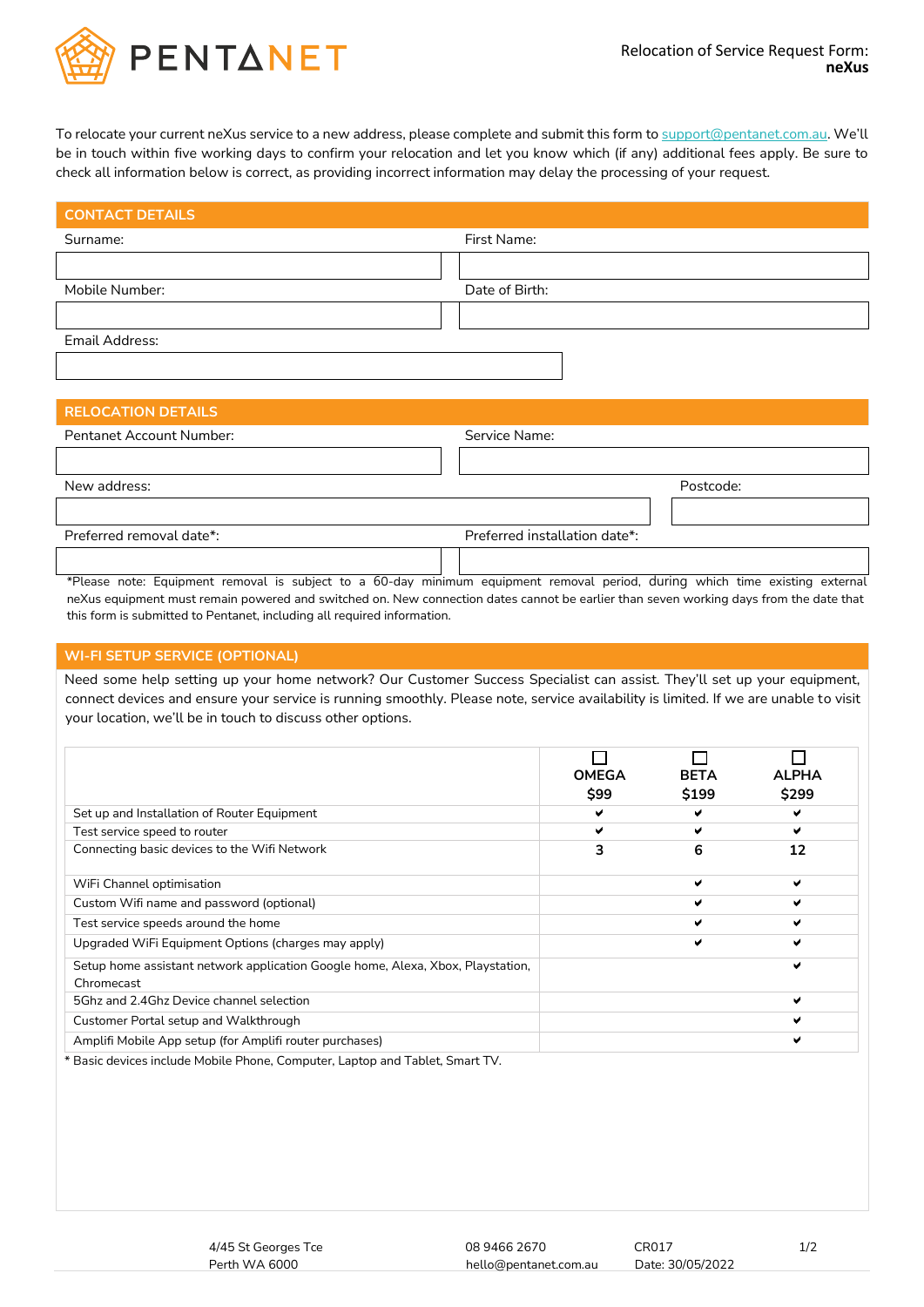# PENTANET

**Relocation of Service Request Form: neXus**

To relocate your current neXus service to a new address, please complete and submit this form to support@pentanet.com.au. We'll be in touch within five working days to confirm your relocation and let you know which (if any) additional fees apply. Be sure to check all information below is correct, as providing incorrect information may delay the processing of your request.

## CONTACT DETAILS

Surname:

First Name:

Mobile Number:

Date of Birth:

Email Address:

## RELOCATION DETAILS

Pentanet Account Number:

Service Name:

New address:

Postcode:

Preferred removal date*:

Preferred installation date*:

*Please note: Equipment removal is subject to a 60-day minimum equipment removal period, during which time existing external neXus equipment must remain powered and switched on. New connection dates cannot be earlier than seven working days from the date that this form is submitted to Pentanet, including all required information.

## WI-FI SETUP SERVICE (OPTIONAL)

Need some help setting up your home network? Our Customer Success Specialist can assist. They'll set up your equipment, connect devices and ensure your service is running smoothly. Please note, service availability is limited. If we are unable to visit your location, we'll be in touch to discuss other options.

| | ☐ OMEGA $99 | ☐ BETA $199 | ☐ ALPHA $299 |
|---|---|---|---|
| Set up and Installation of Router Equipment | ✔ | ✔ | ✔ |
| Test service speed to router | ✔ | ✔ | ✔ |
| Connecting basic devices to the Wifi Network | 3 | 6 | 12 |
| WiFi Channel optimisation | | ✔ | ✔ |
| Custom Wifi name and password (optional) | | ✔ | ✔ |
| Test service speeds around the home | | ✔ | ✔ |
| Upgraded WiFi Equipment Options (charges may apply) | | ✔ | ✔ |
| Setup home assistant network application Google home, Alexa, Xbox, Playstation, Chromecast | | | ✔ |
| 5Ghz and 2.4Ghz Device channel selection | | | ✔ |
| Customer Portal setup and Walkthrough | | | ✔ |
| Amplifi Mobile App setup (for Amplifi router purchases) | | | ✔ |

* Basic devices include Mobile Phone, Computer, Laptop and Tablet, Smart TV.

4/45 St Georges Tce
Perth WA 6000

08 9466 2670
hello@pentanet.com.au

CR017
Date: 30/05/2022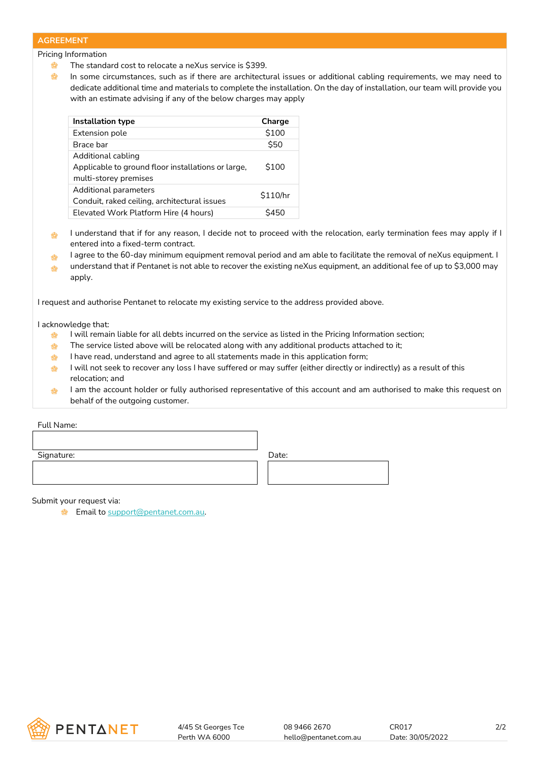## AGREEMENT

Pricing Information

- The standard cost to relocate a neXus service is $399.
- In some circumstances, such as if there are architectural issues or additional cabling requirements, we may need to dedicate additional time and materials to complete the installation. On the day of installation, our team will provide you with an estimate advising if any of the below charges may apply

| Installation type | Charge |
|---|---|
| Extension pole | $100 |
| Brace bar | $50 |
| Additional cabling<br>Applicable to ground floor installations or large, multi-storey premises | $100 |
| Additional parameters<br>Conduit, raked ceiling, architectural issues | $110/hr |
| Elevated Work Platform Hire (4 hours) | $450 |

- I understand that if for any reason, I decide not to proceed with the relocation, early termination fees may apply if I entered into a fixed-term contract.
- I agree to the 60-day minimum equipment removal period and am able to facilitate the removal of neXus equipment. I
- understand that if Pentanet is not able to recover the existing neXus equipment, an additional fee of up to $3,000 may apply.

I request and authorise Pentanet to relocate my existing service to the address provided above.

I acknowledge that:

- I will remain liable for all debts incurred on the service as listed in the Pricing Information section;
- The service listed above will be relocated along with any additional products attached to it;
- I have read, understand and agree to all statements made in this application form;
- I will not seek to recover any loss I have suffered or may suffer (either directly or indirectly) as a result of this relocation; and
- I am the account holder or fully authorised representative of this account and am authorised to make this request on behalf of the outgoing customer.

Full Name:

Signature:

Date:

Submit your request via:

- Email to support@pentanet.com.au.

PENTANET

4/45 St Georges Tce
Perth WA 6000

08 9466 2670
hello@pentanet.com.au

CR017
Date: 30/05/2022